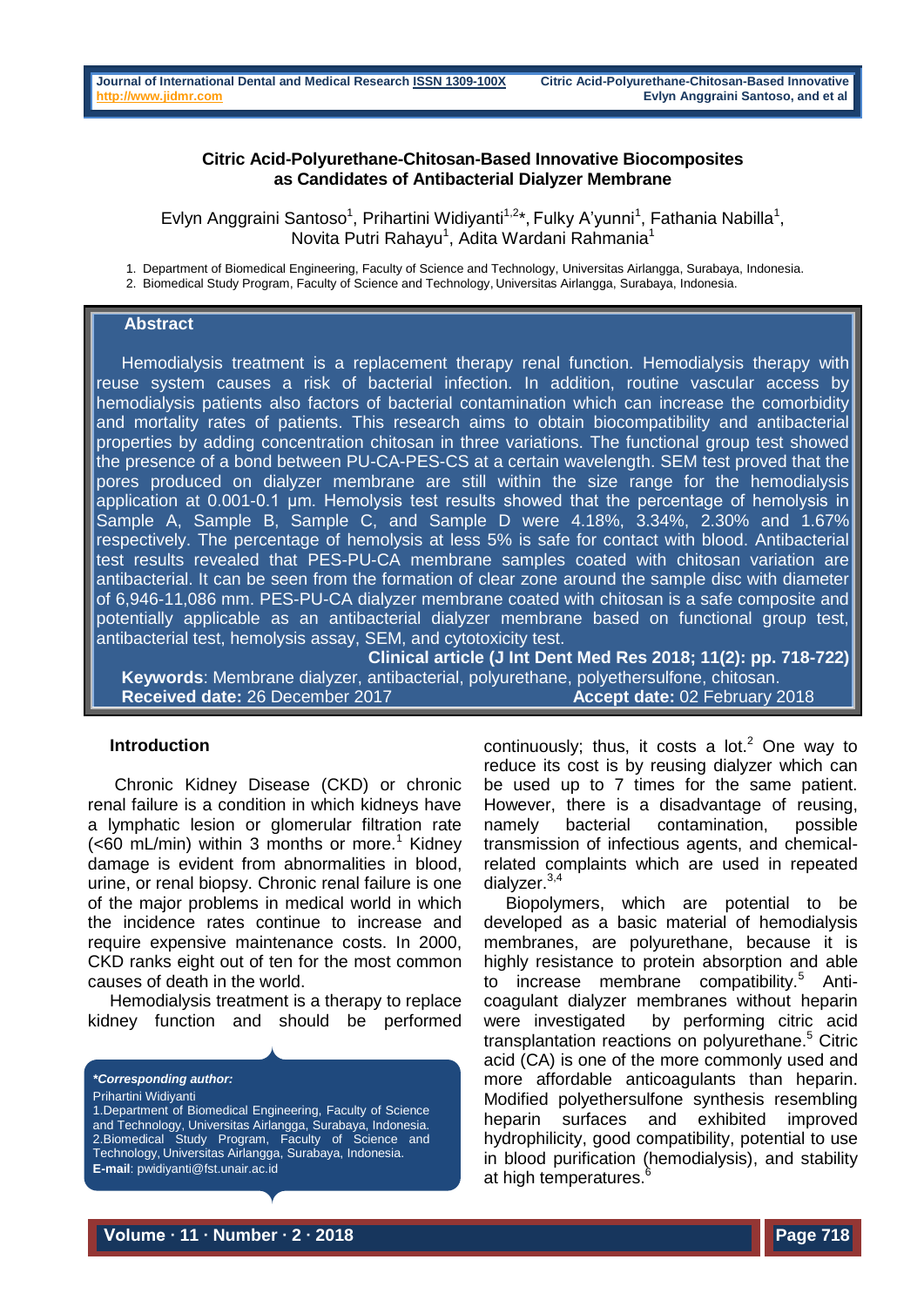# Citric Acid-Polyurethane-Chitosan-Based Innovative Biocomposites as Candidates of Antibacterial Dialyzer Membrane

Evlyn Anggraini Santoso[1], Prihartini Widiyanti[1,2]*, Fulky A'yunni[1], Fathania Nabilla[1], Novita Putri Rahayu[1], Adita Wardani Rahmania[1]

1. Department of Biomedical Engineering, Faculty of Science and Technology, Universitas Airlangga, Surabaya, Indonesia.
2. Biomedical Study Program, Faculty of Science and Technology, Universitas Airlangga, Surabaya, Indonesia.

## Abstract

Hemodialysis treatment is a replacement therapy renal function. Hemodialysis therapy with reuse system causes a risk of bacterial infection. In addition, routine vascular access by hemodialysis patients also factors of bacterial contamination which can increase the comorbidity and mortality rates of patients. This research aims to obtain biocompatibility and antibacterial properties by adding concentration chitosan in three variations. The functional group test showed the presence of a bond between PU-CA-PES-CS at a certain wavelength. SEM test proved that the pores produced on dialyzer membrane are still within the size range for the hemodialysis application at 0.001-0.1 µm. Hemolysis test results showed that the percentage of hemolysis in Sample A, Sample B, Sample C, and Sample D were 4.18%, 3.34%, 2.30% and 1.67% respectively. The percentage of hemolysis at less 5% is safe for contact with blood. Antibacterial test results revealed that PES-PU-CA membrane samples coated with chitosan variation are antibacterial. It can be seen from the formation of clear zone around the sample disc with diameter of 6,946-11,086 mm. PES-PU-CA dialyzer membrane coated with chitosan is a safe composite and potentially applicable as an antibacterial dialyzer membrane based on functional group test, antibacterial test, hemolysis assay, SEM, and cytotoxicity test.

**Clinical article (J Int Dent Med Res 2018; 11(2): pp. 718-722)**

**Keywords**: Membrane dialyzer, antibacterial, polyurethane, polyethersulfone, chitosan.

**Received date:** 26 December 2017 **Accept date:** 02 February 2018

## Introduction

Chronic Kidney Disease (CKD) or chronic renal failure is a condition in which kidneys have a lymphatic lesion or glomerular filtration rate (<60 mL/min) within 3 months or more.[1] Kidney damage is evident from abnormalities in blood, urine, or renal biopsy. Chronic renal failure is one of the major problems in medical world in which the incidence rates continue to increase and require expensive maintenance costs. In 2000, CKD ranks eight out of ten for the most common causes of death in the world.

Hemodialysis treatment is a therapy to replace kidney function and should be performed continuously; thus, it costs a lot.[2] One way to reduce its cost is by reusing dialyzer which can be used up to 7 times for the same patient. However, there is a disadvantage of reusing, namely bacterial contamination, possible transmission of infectious agents, and chemical-related complaints which are used in repeated dialyzer.[3,4]

Biopolymers, which are potential to be developed as a basic material of hemodialysis membranes, are polyurethane, because it is highly resistance to protein absorption and able to increase membrane compatibility.[5] Anti-coagulant dialyzer membranes without heparin were investigated by performing citric acid transplantation reactions on polyurethane.[5] Citric acid (CA) is one of the more commonly used and more affordable anticoagulants than heparin. Modified polyethersulfone synthesis resembling heparin surfaces and exhibited improved hydrophilicity, good compatibility, potential to use in blood purification (hemodialysis), and stability at high temperatures.[6]

***Corresponding author:***
Prihartini Widiyanti
1.Department of Biomedical Engineering, Faculty of Science and Technology, Universitas Airlangga, Surabaya, Indonesia.
2.Biomedical Study Program, Faculty of Science and Technology, Universitas Airlangga, Surabaya, Indonesia.
**E-mail**: pwidiyanti@fst.unair.ac.id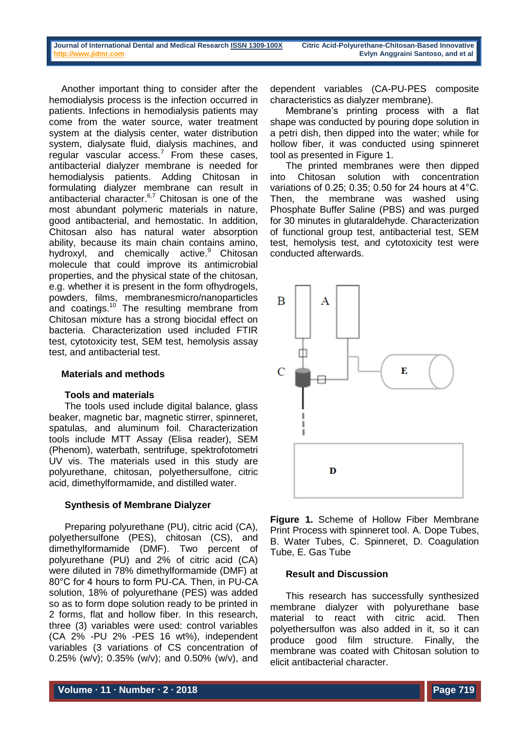Another important thing to consider after the hemodialysis process is the infection occurred in patients. Infections in hemodialysis patients may come from the water source, water treatment system at the dialysis center, water distribution system, dialysate fluid, dialysis machines, and regular vascular access.[7] From these cases, antibacterial dialyzer membrane is needed for hemodialysis patients. Adding Chitosan in formulating dialyzer membrane can result in antibacterial character.[6,7] Chitosan is one of the most abundant polymeric materials in nature, good antibacterial, and hemostatic. In addition, Chitosan also has natural water absorption ability, because its main chain contains amino, hydroxyl, and chemically active.[9] Chitosan molecule that could improve its antimicrobial properties, and the physical state of the chitosan, e.g. whether it is present in the form ofhydrogels, powders, films, membranesmicro/nanoparticles and coatings.[10] The resulting membrane from Chitosan mixture has a strong biocidal effect on bacteria. Characterization used included FTIR test, cytotoxicity test, SEM test, hemolysis assay test, and antibacterial test.

## Materials and methods

### Tools and materials

The tools used include digital balance, glass beaker, magnetic bar, magnetic stirrer, spinneret, spatulas, and aluminum foil. Characterization tools include MTT Assay (Elisa reader), SEM (Phenom), waterbath, sentrifuge, spektrofotometri UV vis. The materials used in this study are polyurethane, chitosan, polyethersulfone, citric acid, dimethylformamide, and distilled water.

### Synthesis of Membrane Dialyzer

Preparing polyurethane (PU), citric acid (CA), polyethersulfone (PES), chitosan (CS), and dimethylformamide (DMF). Two percent of polyurethane (PU) and 2% of citric acid (CA) were diluted in 78% dimethylformamide (DMF) at 80°C for 4 hours to form PU-CA. Then, in PU-CA solution, 18% of polyurethane (PES) was added so as to form dope solution ready to be printed in 2 forms, flat and hollow fiber. In this research, three (3) variables were used: control variables (CA 2% -PU 2% -PES 16 wt%), independent variables (3 variations of CS concentration of 0.25% (w/v); 0.35% (w/v); and 0.50% (w/v), and dependent variables (CA-PU-PES composite characteristics as dialyzer membrane).

Membrane's printing process with a flat shape was conducted by pouring dope solution in a petri dish, then dipped into the water; while for hollow fiber, it was conducted using spinneret tool as presented in Figure 1.

The printed membranes were then dipped into Chitosan solution with concentration variations of 0.25; 0.35; 0.50 for 24 hours at 4°C. Then, the membrane was washed using Phosphate Buffer Saline (PBS) and was purged for 30 minutes in glutaraldehyde. Characterization of functional group test, antibacterial test, SEM test, hemolysis test, and cytotoxicity test were conducted afterwards.

**Figure 1.** Scheme of Hollow Fiber Membrane Print Process with spinneret tool. A. Dope Tubes, B. Water Tubes, C. Spinneret, D. Coagulation Tube, E. Gas Tube

## Result and Discussion

This research has successfully synthesized membrane dialyzer with polyurethane base material to react with citric acid. Then polyethersulfon was also added in it, so it can produce good film structure. Finally, the membrane was coated with Chitosan solution to elicit antibacterial character.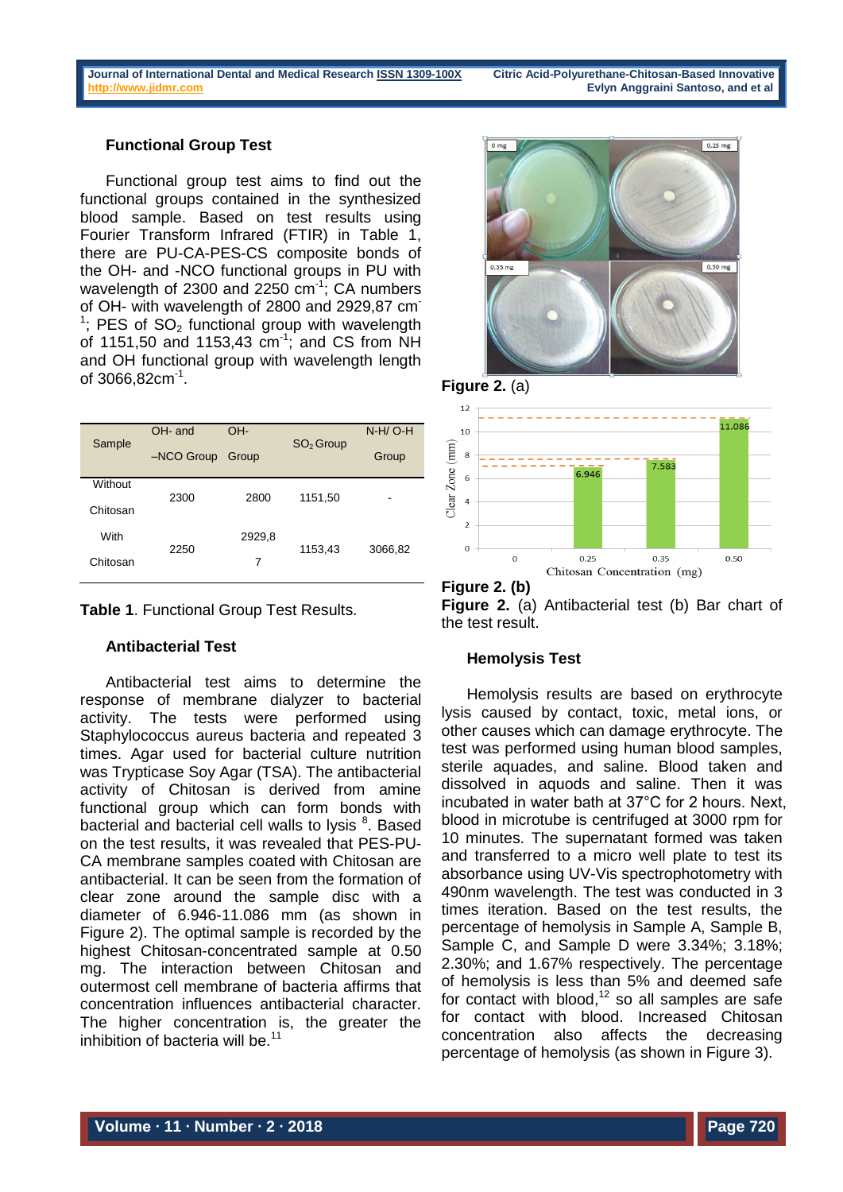### Functional Group Test

Functional group test aims to find out the functional groups contained in the synthesized blood sample. Based on test results using Fourier Transform Infrared (FTIR) in Table 1, there are PU-CA-PES-CS composite bonds of the OH- and -NCO functional groups in PU with wavelength of 2300 and 2250 $cm^{-1}$; CA numbers of OH- with wavelength of 2800 and 2929,87 $cm^{-1}$; PES of $SO_2$ functional group with wavelength of 1151,50 and 1153,43 $cm^{-1}$; and CS from NH and OH functional group with wavelength length of 3066,82$cm^{-1}$.

| Sample | OH- and –NCO Group | OH- Group | $SO_2$ Group | N-H/ O-H Group |
|---|---|---|---|---|
| Without Chitosan | 2300 | 2800 | 1151,50 | - |
| With Chitosan | 2250 | 2929,87 | 1153,43 | 3066,82 |

**Table 1**. Functional Group Test Results.

### Antibacterial Test

Antibacterial test aims to determine the response of membrane dialyzer to bacterial activity. The tests were performed using Staphylococcus aureus bacteria and repeated 3 times. Agar used for bacterial culture nutrition was Trypticase Soy Agar (TSA). The antibacterial activity of Chitosan is derived from amine functional group which can form bonds with bacterial and bacterial cell walls to lysis [8]. Based on the test results, it was revealed that PES-PU-CA membrane samples coated with Chitosan are antibacterial. It can be seen from the formation of clear zone around the sample disc with a diameter of 6.946-11.086 mm (as shown in Figure 2). The optimal sample is recorded by the highest Chitosan-concentrated sample at 0.50 mg. The interaction between Chitosan and outermost cell membrane of bacteria affirms that concentration influences antibacterial character. The higher concentration is, the greater the inhibition of bacteria will be.[11]

**Figure 2.** (a)

**Figure 2. (b)**

**Figure 2.** (a) Antibacterial test (b) Bar chart of the test result.

### Hemolysis Test

Hemolysis results are based on erythrocyte lysis caused by contact, toxic, metal ions, or other causes which can damage erythrocyte. The test was performed using human blood samples, sterile aquades, and saline. Blood taken and dissolved in aquods and saline. Then it was incubated in water bath at 37°C for 2 hours. Next, blood in microtube is centrifuged at 3000 rpm for 10 minutes. The supernatant formed was taken and transferred to a micro well plate to test its absorbance using UV-Vis spectrophotometry with 490nm wavelength. The test was conducted in 3 times iteration. Based on the test results, the percentage of hemolysis in Sample A, Sample B, Sample C, and Sample D were 3.34%; 3.18%; 2.30%; and 1.67% respectively. The percentage of hemolysis is less than 5% and deemed safe for contact with blood,[12] so all samples are safe for contact with blood. Increased Chitosan concentration also affects the decreasing percentage of hemolysis (as shown in Figure 3).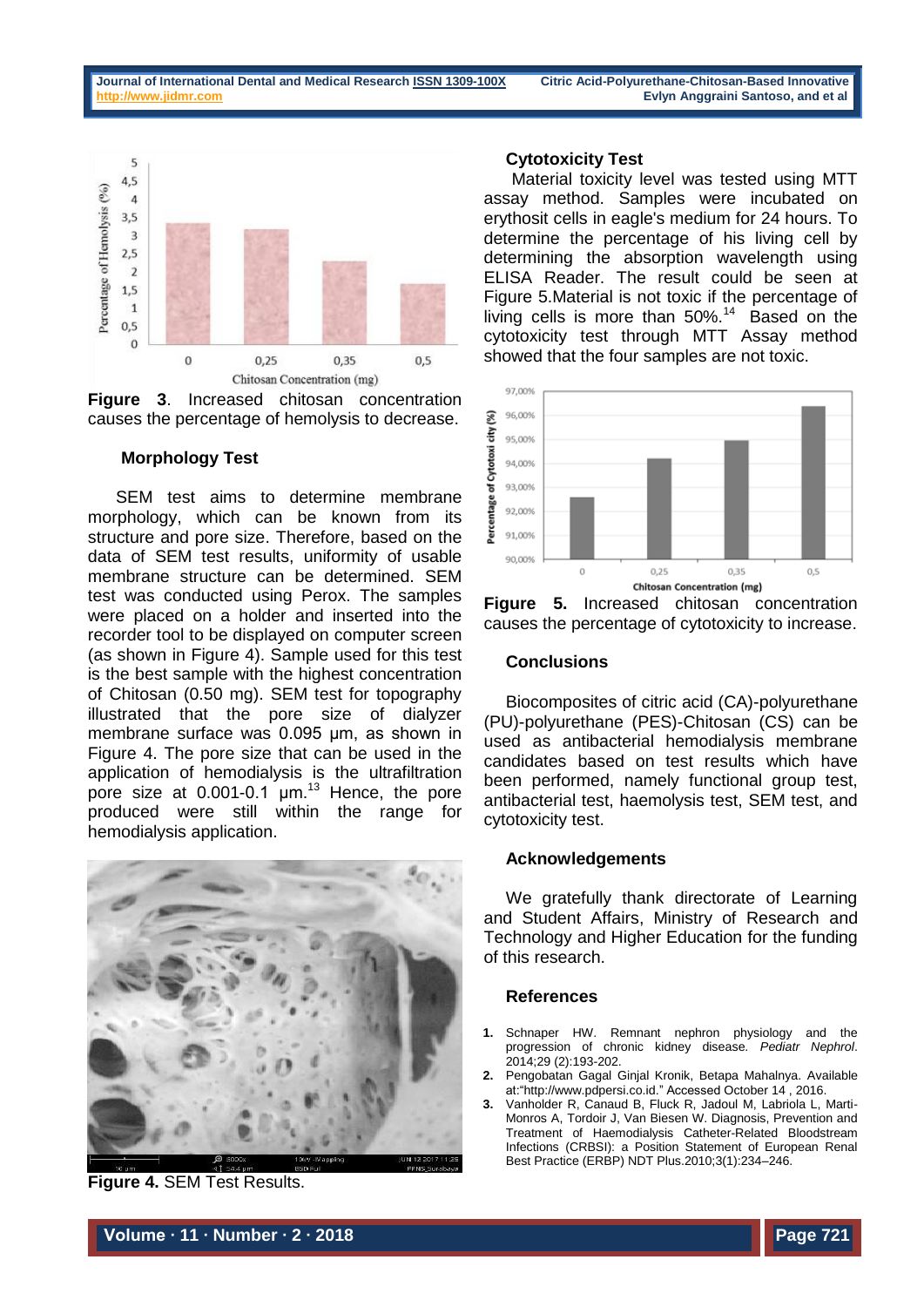**Figure 3**. Increased chitosan concentration causes the percentage of hemolysis to decrease.

### Morphology Test

SEM test aims to determine membrane morphology, which can be known from its structure and pore size. Therefore, based on the data of SEM test results, uniformity of usable membrane structure can be determined. SEM test was conducted using Perox. The samples were placed on a holder and inserted into the recorder tool to be displayed on computer screen (as shown in Figure 4). Sample used for this test is the best sample with the highest concentration of Chitosan (0.50 mg). SEM test for topography illustrated that the pore size of dialyzer membrane surface was 0.095 µm, as shown in Figure 4. The pore size that can be used in the application of hemodialysis is the ultrafiltration pore size at 0.001-0.1 µm.[13] Hence, the pore produced were still within the range for hemodialysis application.

**Figure 4.** SEM Test Results.

### Cytotoxicity Test

Material toxicity level was tested using MTT assay method. Samples were incubated on erythosit cells in eagle's medium for 24 hours. To determine the percentage of his living cell by determining the absorption wavelength using ELISA Reader. The result could be seen at Figure 5.Material is not toxic if the percentage of living cells is more than 50%.[14] Based on the cytotoxicity test through MTT Assay method showed that the four samples are not toxic.

**Figure 5.** Increased chitosan concentration causes the percentage of cytotoxicity to increase.

### Conclusions

Biocomposites of citric acid (CA)-polyurethane (PU)-polyurethane (PES)-Chitosan (CS) can be used as antibacterial hemodialysis membrane candidates based on test results which have been performed, namely functional group test, antibacterial test, haemolysis test, SEM test, and cytotoxicity test.

### Acknowledgements

We gratefully thank directorate of Learning and Student Affairs, Ministry of Research and Technology and Higher Education for the funding of this research.

### References

1. Schnaper HW. Remnant nephron physiology and the progression of chronic kidney disease. *Pediatr Nephrol*. 2014;29 (2):193-202.
2. Pengobatan Gagal Ginjal Kronik, Betapa Mahalnya. Available at:"http://www.pdpersi.co.id." Accessed October 14 , 2016.
3. Vanholder R, Canaud B, Fluck R, Jadoul M, Labriola L, Marti-Monros A, Tordoir J, Van Biesen W. Diagnosis, Prevention and Treatment of Haemodialysis Catheter-Related Bloodstream Infections (CRBSI): a Position Statement of European Renal Best Practice (ERBP) NDT Plus.2010;3(1):234–246.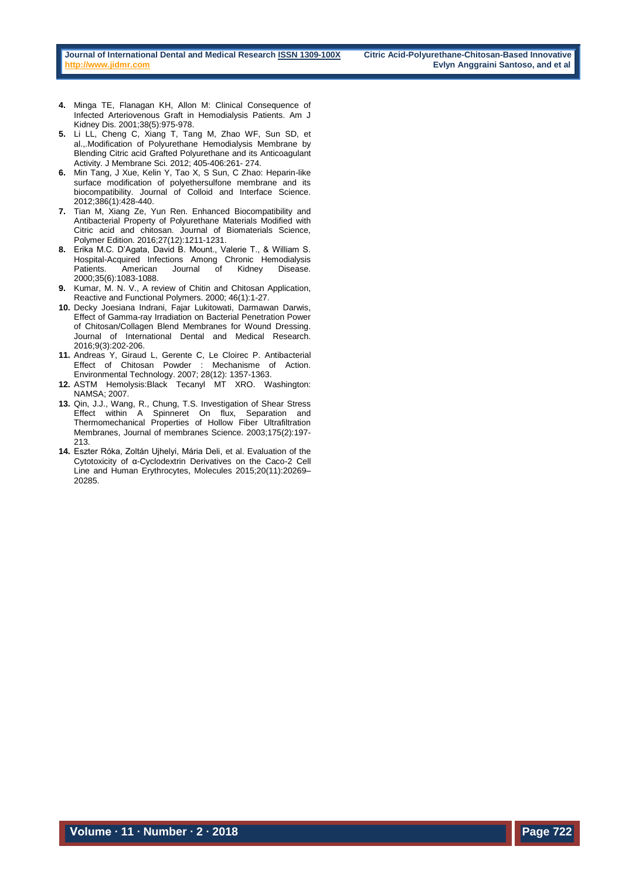4. Minga TE, Flanagan KH, Allon M: Clinical Consequence of Infected Arteriovenous Graft in Hemodialysis Patients. Am J Kidney Dis. 2001;38(5):975-978.
5. Li LL, Cheng C, Xiang T, Tang M, Zhao WF, Sun SD, et al.,.Modification of Polyurethane Hemodialysis Membrane by Blending Citric acid Grafted Polyurethane and its Anticoagulant Activity. J Membrane Sci. 2012; 405-406:261- 274.
6. Min Tang, J Xue, Kelin Y, Tao X, S Sun, C Zhao: Heparin-like surface modification of polyethersulfone membrane and its biocompatibility. Journal of Colloid and Interface Science. 2012;386(1):428-440.
7. Tian M, Xiang Ze, Yun Ren. Enhanced Biocompatibility and Antibacterial Property of Polyurethane Materials Modified with Citric acid and chitosan. Journal of Biomaterials Science, Polymer Edition. 2016;27(12):1211-1231.
8. Erika M.C. D'Agata, David B. Mount., Valerie T., & William S. Hospital-Acquired Infections Among Chronic Hemodialysis Patients. American Journal of Kidney Disease. 2000;35(6):1083-1088.
9. Kumar, M. N. V., A review of Chitin and Chitosan Application, Reactive and Functional Polymers. 2000; 46(1):1-27.
10. Decky Joesiana Indrani, Fajar Lukitowati, Darmawan Darwis, Effect of Gamma-ray Irradiation on Bacterial Penetration Power of Chitosan/Collagen Blend Membranes for Wound Dressing. Journal of International Dental and Medical Research. 2016;9(3):202-206.
11. Andreas Y, Giraud L, Gerente C, Le Cloirec P. Antibacterial Effect of Chitosan Powder : Mechanisme of Action. Environmental Technology. 2007; 28(12): 1357-1363.
12. ASTM Hemolysis:Black Tecanyl MT XRO. Washington: NAMSA; 2007.
13. Qin, J.J., Wang, R., Chung, T.S. Investigation of Shear Stress Effect within A Spinneret On flux, Separation and Thermomechanical Properties of Hollow Fiber Ultrafiltration Membranes, Journal of membranes Science. 2003;175(2):197-213.
14. Eszter Róka, Zoltán Ujhelyi, Mária Deli, et al. Evaluation of the Cytotoxicity of α-Cyclodextrin Derivatives on the Caco-2 Cell Line and Human Erythrocytes, Molecules 2015;20(11):20269–20285.